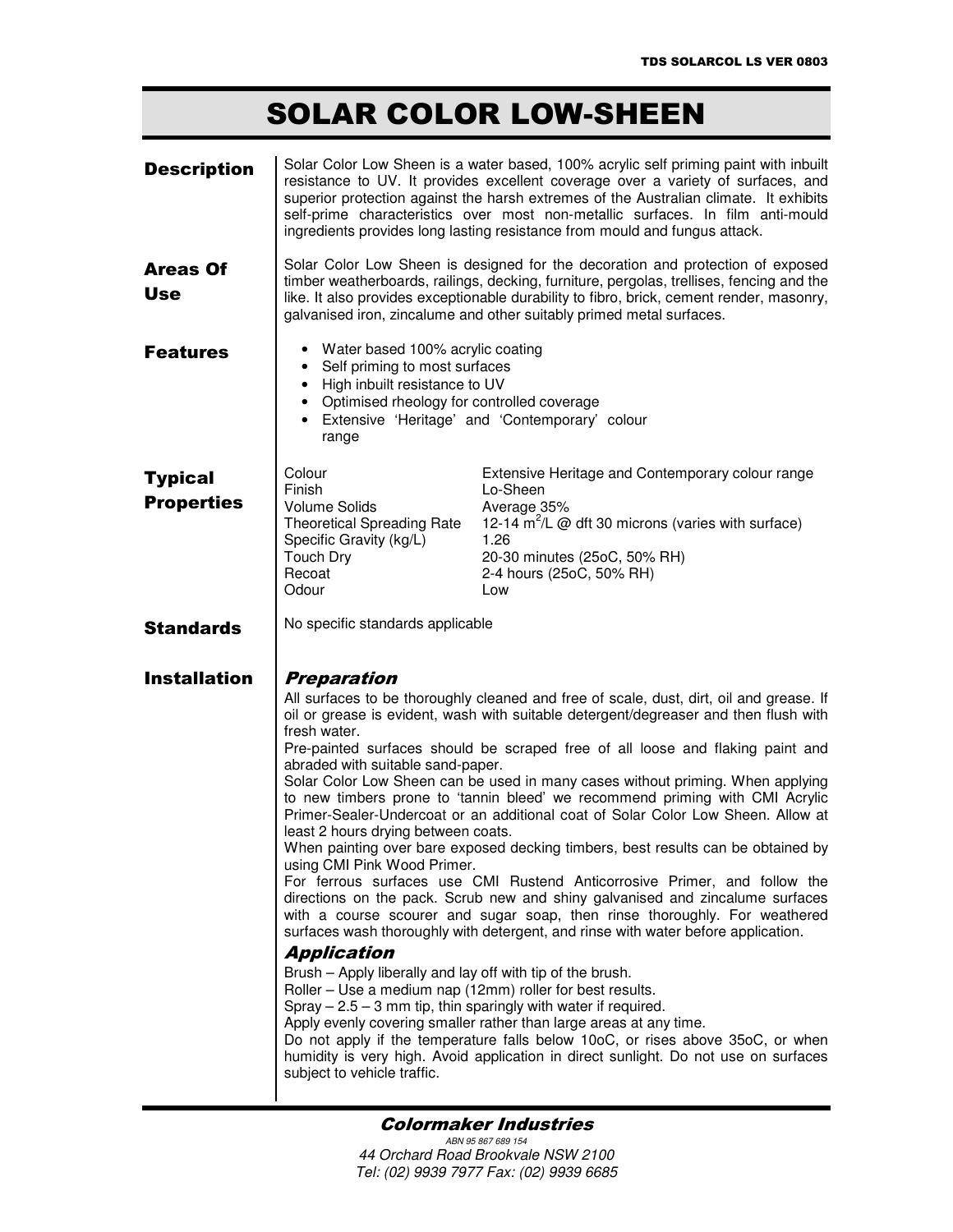# SOLAR COLOR LOW-SHEEN

## Description

Solar Color Low Sheen is a water based, 100% acrylic self priming paint with inbuilt resistance to UV. It provides excellent coverage over a variety of surfaces, and superior protection against the harsh extremes of the Australian climate. It exhibits self-prime characteristics over most non-metallic surfaces. In film anti-mould ingredients provides long lasting resistance from mould and fungus attack.

## Areas Of Use

Solar Color Low Sheen is designed for the decoration and protection of exposed timber weatherboards, railings, decking, furniture, pergolas, trellises, fencing and the like. It also provides exceptionable durability to fibro, brick, cement render, masonry, galvanised iron, zincalume and other suitably primed metal surfaces.

## Features

- Water based 100% acrylic coating
- Self priming to most surfaces
- High inbuilt resistance to UV
- Optimised rheology for controlled coverage
- Extensive 'Heritage' and 'Contemporary' colour range

## Typical Properties

| Property | Value |
|---|---|
| Colour | Extensive Heritage and Contemporary colour range |
| Finish | Lo-Sheen |
| Volume Solids | Average 35% |
| Theoretical Spreading Rate | 12-14 $m^2$/L @ dft 30 microns (varies with surface) |
| Specific Gravity (kg/L) | 1.26 |
| Touch Dry | 20-30 minutes (25oC, 50% RH) |
| Recoat | 2-4 hours (25oC, 50% RH) |
| Odour | Low |

## Standards

No specific standards applicable

## Installation

### *Preparation*

All surfaces to be thoroughly cleaned and free of scale, dust, dirt, oil and grease. If oil or grease is evident, wash with suitable detergent/degreaser and then flush with fresh water.

Pre-painted surfaces should be scraped free of all loose and flaking paint and abraded with suitable sand-paper.

Solar Color Low Sheen can be used in many cases without priming. When applying to new timbers prone to 'tannin bleed' we recommend priming with CMI Acrylic Primer-Sealer-Undercoat or an additional coat of Solar Color Low Sheen. Allow at least 2 hours drying between coats.

When painting over bare exposed decking timbers, best results can be obtained by using CMI Pink Wood Primer.

For ferrous surfaces use CMI Rustend Anticorrosive Primer, and follow the directions on the pack. Scrub new and shiny galvanised and zincalume surfaces with a course scourer and sugar soap, then rinse thoroughly. For weathered surfaces wash thoroughly with detergent, and rinse with water before application.

### *Application*

Brush – Apply liberally and lay off with tip of the brush.
Roller – Use a medium nap (12mm) roller for best results.
Spray – 2.5 – 3 mm tip, thin sparingly with water if required.
Apply evenly covering smaller rather than large areas at any time.
Do not apply if the temperature falls below 10oC, or rises above 35oC, or when humidity is very high. Avoid application in direct sunlight. Do not use on surfaces subject to vehicle traffic.

***Colormaker Industries***

*ABN 95 867 689 154*
*44 Orchard Road Brookvale NSW 2100*
*Tel: (02) 9939 7977 Fax: (02) 9939 6685*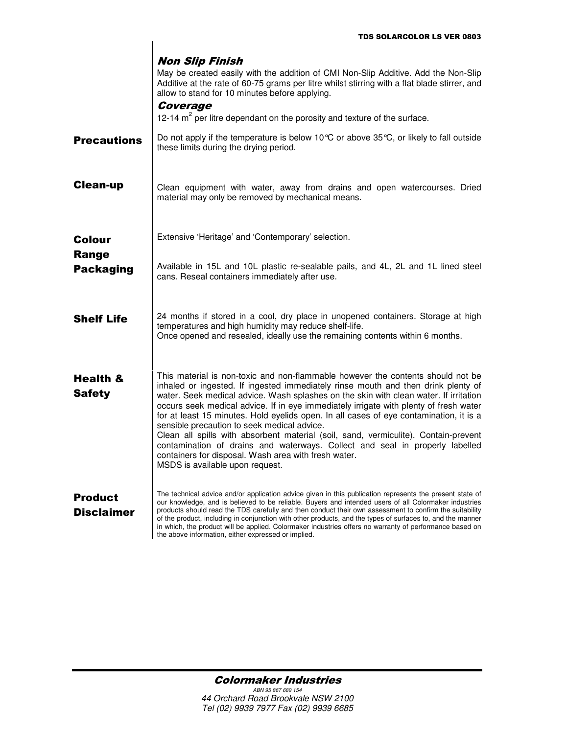### *Non Slip Finish*

May be created easily with the addition of CMI Non-Slip Additive. Add the Non-Slip Additive at the rate of 60-75 grams per litre whilst stirring with a flat blade stirrer, and allow to stand for 10 minutes before applying.

### *Coverage*

12-14 $m^2$ per litre dependant on the porosity and texture of the surface.

## Precautions

Do not apply if the temperature is below 10°C or above 35°C, or likely to fall outside these limits during the drying period.

## Clean-up

Clean equipment with water, away from drains and open watercourses. Dried material may only be removed by mechanical means.

## Colour Range

Extensive 'Heritage' and 'Contemporary' selection.

## Packaging

Available in 15L and 10L plastic re-sealable pails, and 4L, 2L and 1L lined steel cans. Reseal containers immediately after use.

## Shelf Life

24 months if stored in a cool, dry place in unopened containers. Storage at high temperatures and high humidity may reduce shelf-life.
Once opened and resealed, ideally use the remaining contents within 6 months.

## Health & Safety

This material is non-toxic and non-flammable however the contents should not be inhaled or ingested. If ingested immediately rinse mouth and then drink plenty of water. Seek medical advice. Wash splashes on the skin with clean water. If irritation occurs seek medical advice. If in eye immediately irrigate with plenty of fresh water for at least 15 minutes. Hold eyelids open. In all cases of eye contamination, it is a sensible precaution to seek medical advice.
Clean all spills with absorbent material (soil, sand, vermiculite). Contain-prevent contamination of drains and waterways. Collect and seal in properly labelled containers for disposal. Wash area with fresh water.
MSDS is available upon request.

## Product Disclaimer

The technical advice and/or application advice given in this publication represents the present state of our knowledge, and is believed to be reliable. Buyers and intended users of all Colormaker industries products should read the TDS carefully and then conduct their own assessment to confirm the suitability of the product, including in conjunction with other products, and the types of surfaces to, and the manner in which, the product will be applied. Colormaker industries offers no warranty of performance based on the above information, either expressed or implied.

---

***Colormaker Industries***

*ABN 95 867 689 154*

*44 Orchard Road Brookvale NSW 2100*

*Tel (02) 9939 7977 Fax (02) 9939 6685*